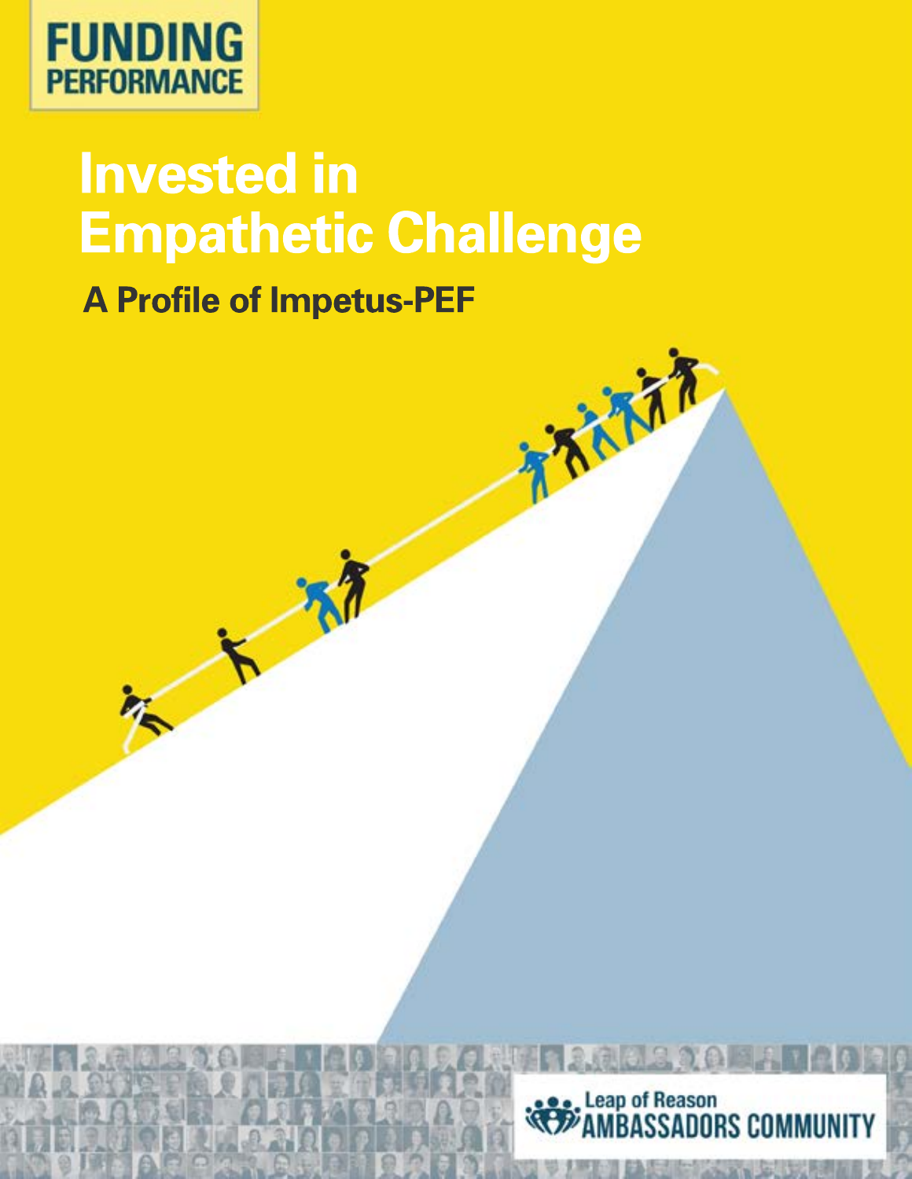FUNDING
PERFORMANCE

# Invested in Empathetic Challenge

## A Profile of Impetus-PEF

Leap of Reason
AMBASSADORS COMMUNITY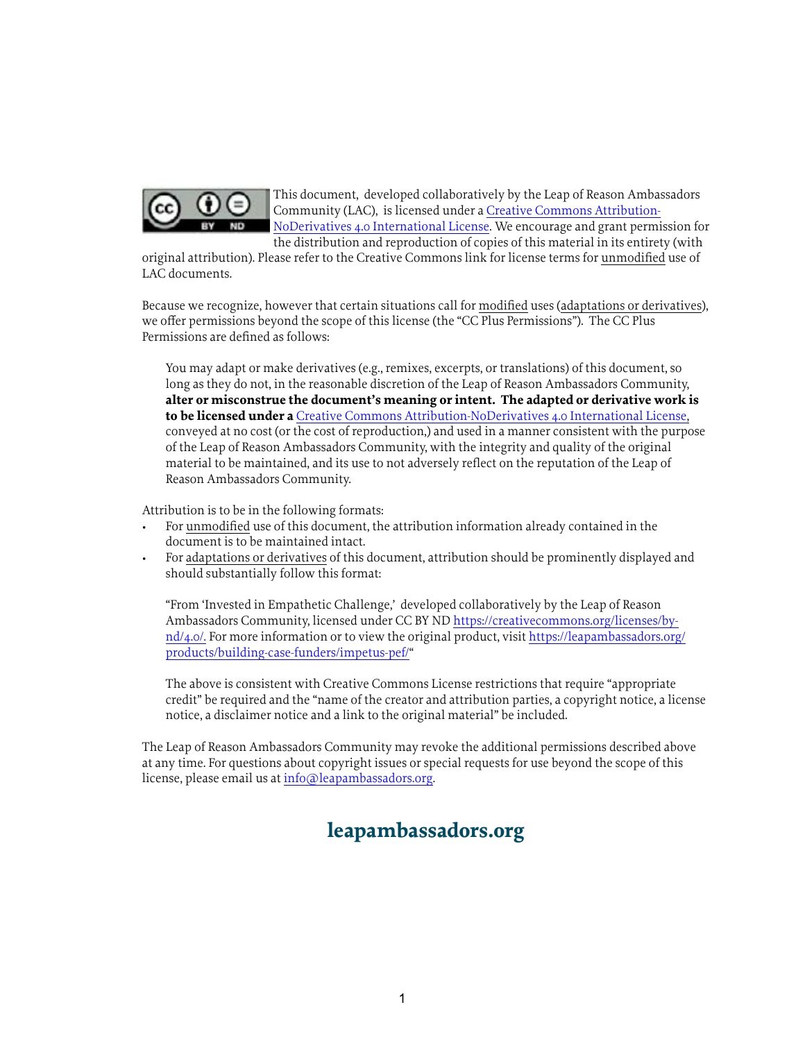This document, developed collaboratively by the Leap of Reason Ambassadors Community (LAC), is licensed under a [Creative Commons Attribution-NoDerivatives 4.0 International License](https://creativecommons.org/licenses/by-nd/4.0/). We encourage and grant permission for the distribution and reproduction of copies of this material in its entirety (with original attribution). Please refer to the Creative Commons link for license terms for unmodified use of LAC documents.

Because we recognize, however that certain situations call for modified uses (adaptations or derivatives), we offer permissions beyond the scope of this license (the "CC Plus Permissions"). The CC Plus Permissions are defined as follows:

> You may adapt or make derivatives (e.g., remixes, excerpts, or translations) of this document, so long as they do not, in the reasonable discretion of the Leap of Reason Ambassadors Community, **alter or misconstrue the document's meaning or intent. The adapted or derivative work is to be licensed under a** [Creative Commons Attribution-NoDerivatives 4.0 International License](https://creativecommons.org/licenses/by-nd/4.0/), conveyed at no cost (or the cost of reproduction,) and used in a manner consistent with the purpose of the Leap of Reason Ambassadors Community, with the integrity and quality of the original material to be maintained, and its use to not adversely reflect on the reputation of the Leap of Reason Ambassadors Community.

Attribution is to be in the following formats:

- For unmodified use of this document, the attribution information already contained in the document is to be maintained intact.
- For adaptations or derivatives of this document, attribution should be prominently displayed and should substantially follow this format:

  "From 'Invested in Empathetic Challenge,' developed collaboratively by the Leap of Reason Ambassadors Community, licensed under CC BY ND https://creativecommons.org/licenses/by-nd/4.0/. For more information or to view the original product, visit https://leapambassadors.org/products/building-case-funders/impetus-pef/"

  The above is consistent with Creative Commons License restrictions that require "appropriate credit" be required and the "name of the creator and attribution parties, a copyright notice, a license notice, a disclaimer notice and a link to the original material" be included.

The Leap of Reason Ambassadors Community may revoke the additional permissions described above at any time. For questions about copyright issues or special requests for use beyond the scope of this license, please email us at info@leapambassadors.org.

## leapambassadors.org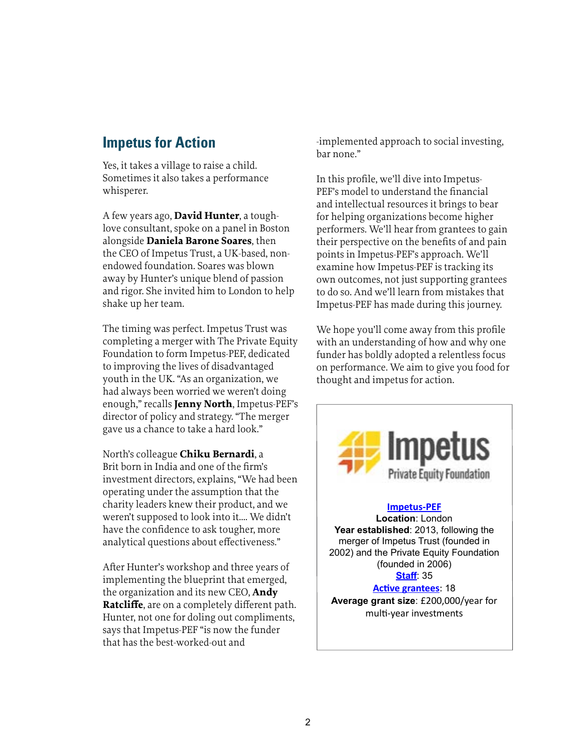## Impetus for Action

Yes, it takes a village to raise a child. Sometimes it also takes a performance whisperer.

A few years ago, **David Hunter**, a tough-love consultant, spoke on a panel in Boston alongside **Daniela Barone Soares**, then the CEO of Impetus Trust, a UK-based, non-endowed foundation. Soares was blown away by Hunter's unique blend of passion and rigor. She invited him to London to help shake up her team.

The timing was perfect. Impetus Trust was completing a merger with The Private Equity Foundation to form Impetus-PEF, dedicated to improving the lives of disadvantaged youth in the UK. "As an organization, we had always been worried we weren't doing enough," recalls **Jenny North**, Impetus-PEF's director of policy and strategy. "The merger gave us a chance to take a hard look."

North's colleague **Chiku Bernardi**, a Brit born in India and one of the firm's investment directors, explains, "We had been operating under the assumption that the charity leaders knew their product, and we weren't supposed to look into it.... We didn't have the confidence to ask tougher, more analytical questions about effectiveness."

After Hunter's workshop and three years of implementing the blueprint that emerged, the organization and its new CEO, **Andy Ratcliffe**, are on a completely different path. Hunter, not one for doling out compliments, says that Impetus-PEF "is now the funder that has the best-worked-out and-implemented approach to social investing, bar none."

In this profile, we'll dive into Impetus-PEF's model to understand the financial and intellectual resources it brings to bear for helping organizations become higher performers. We'll hear from grantees to gain their perspective on the benefits of and pain points in Impetus-PEF's approach. We'll examine how Impetus-PEF is tracking its own outcomes, not just supporting grantees to do so. And we'll learn from mistakes that Impetus-PEF has made during this journey.

We hope you'll come away from this profile with an understanding of how and why one funder has boldly adopted a relentless focus on performance. We aim to give you food for thought and impetus for action.

Impetus Private Equity Foundation

**Impetus-PEF**
**Location**: London
**Year established**: 2013, following the merger of Impetus Trust (founded in 2002) and the Private Equity Foundation (founded in 2006)
**Staff**: 35
**Active grantees**: 18
**Average grant size**: £200,000/year for multi-year investments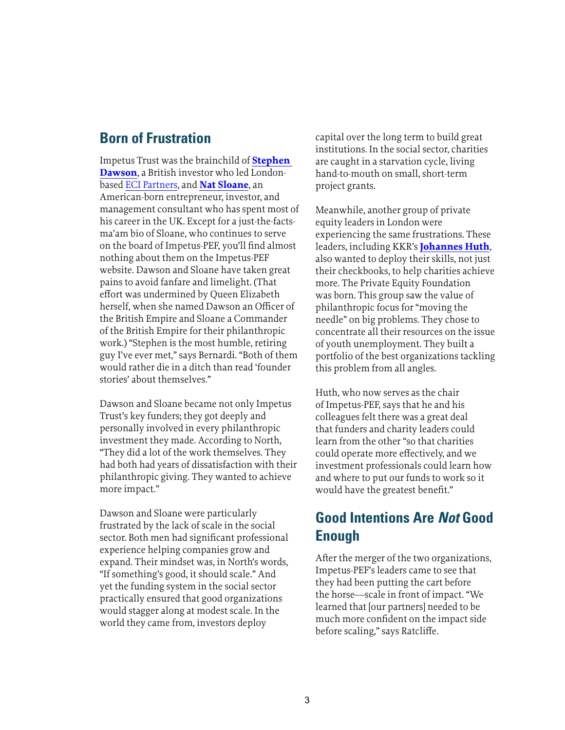## Born of Frustration

Impetus Trust was the brainchild of **Stephen Dawson**, a British investor who led London-based ECI Partners, and **Nat Sloane**, an American-born entrepreneur, investor, and management consultant who has spent most of his career in the UK. Except for a just-the-facts-ma'am bio of Sloane, who continues to serve on the board of Impetus-PEF, you'll find almost nothing about them on the Impetus-PEF website. Dawson and Sloane have taken great pains to avoid fanfare and limelight. (That effort was undermined by Queen Elizabeth herself, when she named Dawson an Officer of the British Empire and Sloane a Commander of the British Empire for their philanthropic work.) "Stephen is the most humble, retiring guy I've ever met," says Bernardi. "Both of them would rather die in a ditch than read 'founder stories' about themselves."

Dawson and Sloane became not only Impetus Trust's key funders; they got deeply and personally involved in every philanthropic investment they made. According to North, "They did a lot of the work themselves. They had both had years of dissatisfaction with their philanthropic giving. They wanted to achieve more impact."

Dawson and Sloane were particularly frustrated by the lack of scale in the social sector. Both men had significant professional experience helping companies grow and expand. Their mindset was, in North's words, "If something's good, it should scale." And yet the funding system in the social sector practically ensured that good organizations would stagger along at modest scale. In the world they came from, investors deploy capital over the long term to build great institutions. In the social sector, charities are caught in a starvation cycle, living hand-to-mouth on small, short-term project grants.

Meanwhile, another group of private equity leaders in London were experiencing the same frustrations. These leaders, including KKR's **Johannes Huth**, also wanted to deploy their skills, not just their checkbooks, to help charities achieve more. The Private Equity Foundation was born. This group saw the value of philanthropic focus for "moving the needle" on big problems. They chose to concentrate all their resources on the issue of youth unemployment. They built a portfolio of the best organizations tackling this problem from all angles.

Huth, who now serves as the chair of Impetus-PEF, says that he and his colleagues felt there was a great deal that funders and charity leaders could learn from the other "so that charities could operate more effectively, and we investment professionals could learn how and where to put our funds to work so it would have the greatest benefit."

## Good Intentions Are *Not* Good Enough

After the merger of the two organizations, Impetus-PEF's leaders came to see that they had been putting the cart before the horse—scale in front of impact. "We learned that [our partners] needed to be much more confident on the impact side before scaling," says Ratcliffe.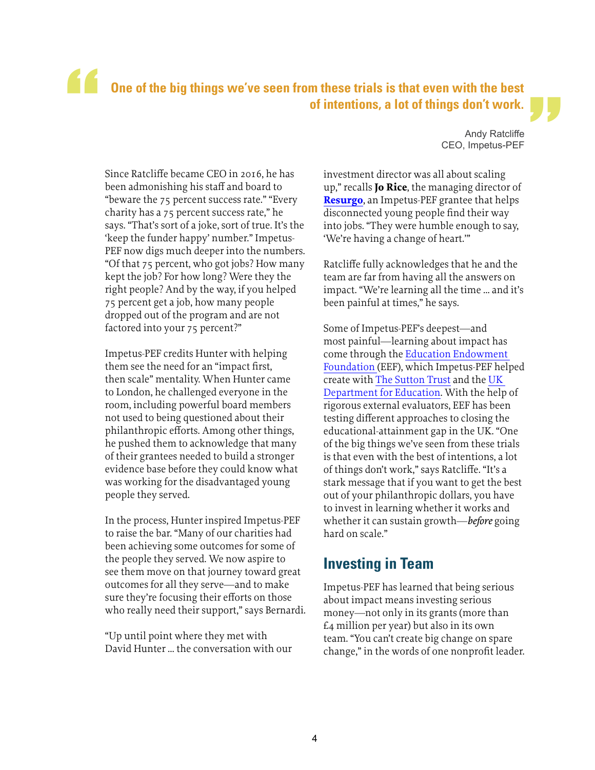> **One of the big things we've seen from these trials is that even with the best of intentions, a lot of things don't work.**
>
> Andy Ratcliffe
> CEO, Impetus-PEF

Since Ratcliffe became CEO in 2016, he has been admonishing his staff and board to "beware the 75 percent success rate." "Every charity has a 75 percent success rate," he says. "That's sort of a joke, sort of true. It's the 'keep the funder happy' number." Impetus-PEF now digs much deeper into the numbers. "Of that 75 percent, who got jobs? How many kept the job? For how long? Were they the right people? And by the way, if you helped 75 percent get a job, how many people dropped out of the program and are not factored into your 75 percent?"

Impetus-PEF credits Hunter with helping them see the need for an "impact first, then scale" mentality. When Hunter came to London, he challenged everyone in the room, including powerful board members not used to being questioned about their philanthropic efforts. Among other things, he pushed them to acknowledge that many of their grantees needed to build a stronger evidence base before they could know what was working for the disadvantaged young people they served.

In the process, Hunter inspired Impetus-PEF to raise the bar. "Many of our charities had been achieving some outcomes for some of the people they served. We now aspire to see them move on that journey toward great outcomes for all they serve—and to make sure they're focusing their efforts on those who really need their support," says Bernardi.

"Up until point where they met with David Hunter ... the conversation with our investment director was all about scaling up," recalls **Jo Rice**, the managing director of **Resurgo**, an Impetus-PEF grantee that helps disconnected young people find their way into jobs. "They were humble enough to say, 'We're having a change of heart.'"

Ratcliffe fully acknowledges that he and the team are far from having all the answers on impact. "We're learning all the time ... and it's been painful at times," he says.

Some of Impetus-PEF's deepest—and most painful—learning about impact has come through the Education Endowment Foundation (EEF), which Impetus-PEF helped create with The Sutton Trust and the UK Department for Education. With the help of rigorous external evaluators, EEF has been testing different approaches to closing the educational-attainment gap in the UK. "One of the big things we've seen from these trials is that even with the best of intentions, a lot of things don't work," says Ratcliffe. "It's a stark message that if you want to get the best out of your philanthropic dollars, you have to invest in learning whether it works and whether it can sustain growth—*before* going hard on scale."

## Investing in Team

Impetus-PEF has learned that being serious about impact means investing serious money—not only in its grants (more than £4 million per year) but also in its own team. "You can't create big change on spare change," in the words of one nonprofit leader.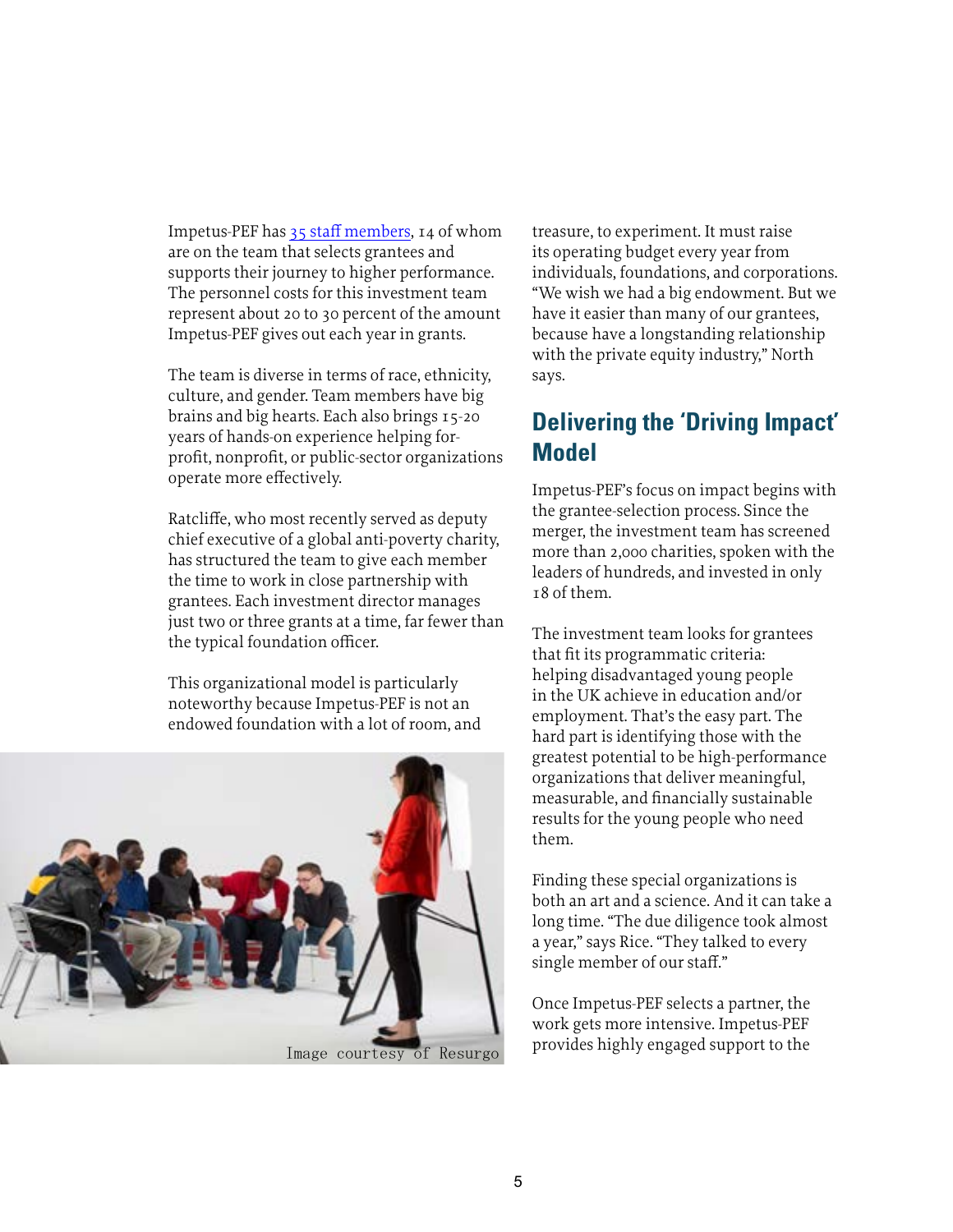Impetus-PEF has [35 staff members](), 14 of whom are on the team that selects grantees and supports their journey to higher performance. The personnel costs for this investment team represent about 20 to 30 percent of the amount Impetus-PEF gives out each year in grants.

The team is diverse in terms of race, ethnicity, culture, and gender. Team members have big brains and big hearts. Each also brings 15-20 years of hands-on experience helping for-profit, nonprofit, or public-sector organizations operate more effectively.

Ratcliffe, who most recently served as deputy chief executive of a global anti-poverty charity, has structured the team to give each member the time to work in close partnership with grantees. Each investment director manages just two or three grants at a time, far fewer than the typical foundation officer.

This organizational model is particularly noteworthy because Impetus-PEF is not an endowed foundation with a lot of room, and treasure, to experiment. It must raise its operating budget every year from individuals, foundations, and corporations. "We wish we had a big endowment. But we have it easier than many of our grantees, because have a longstanding relationship with the private equity industry," North says.

Image courtesy of Resurgo

## Delivering the 'Driving Impact' Model

Impetus-PEF's focus on impact begins with the grantee-selection process. Since the merger, the investment team has screened more than 2,000 charities, spoken with the leaders of hundreds, and invested in only 18 of them.

The investment team looks for grantees that fit its programmatic criteria: helping disadvantaged young people in the UK achieve in education and/or employment. That's the easy part. The hard part is identifying those with the greatest potential to be high-performance organizations that deliver meaningful, measurable, and financially sustainable results for the young people who need them.

Finding these special organizations is both an art and a science. And it can take a long time. "The due diligence took almost a year," says Rice. "They talked to every single member of our staff."

Once Impetus-PEF selects a partner, the work gets more intensive. Impetus-PEF provides highly engaged support to the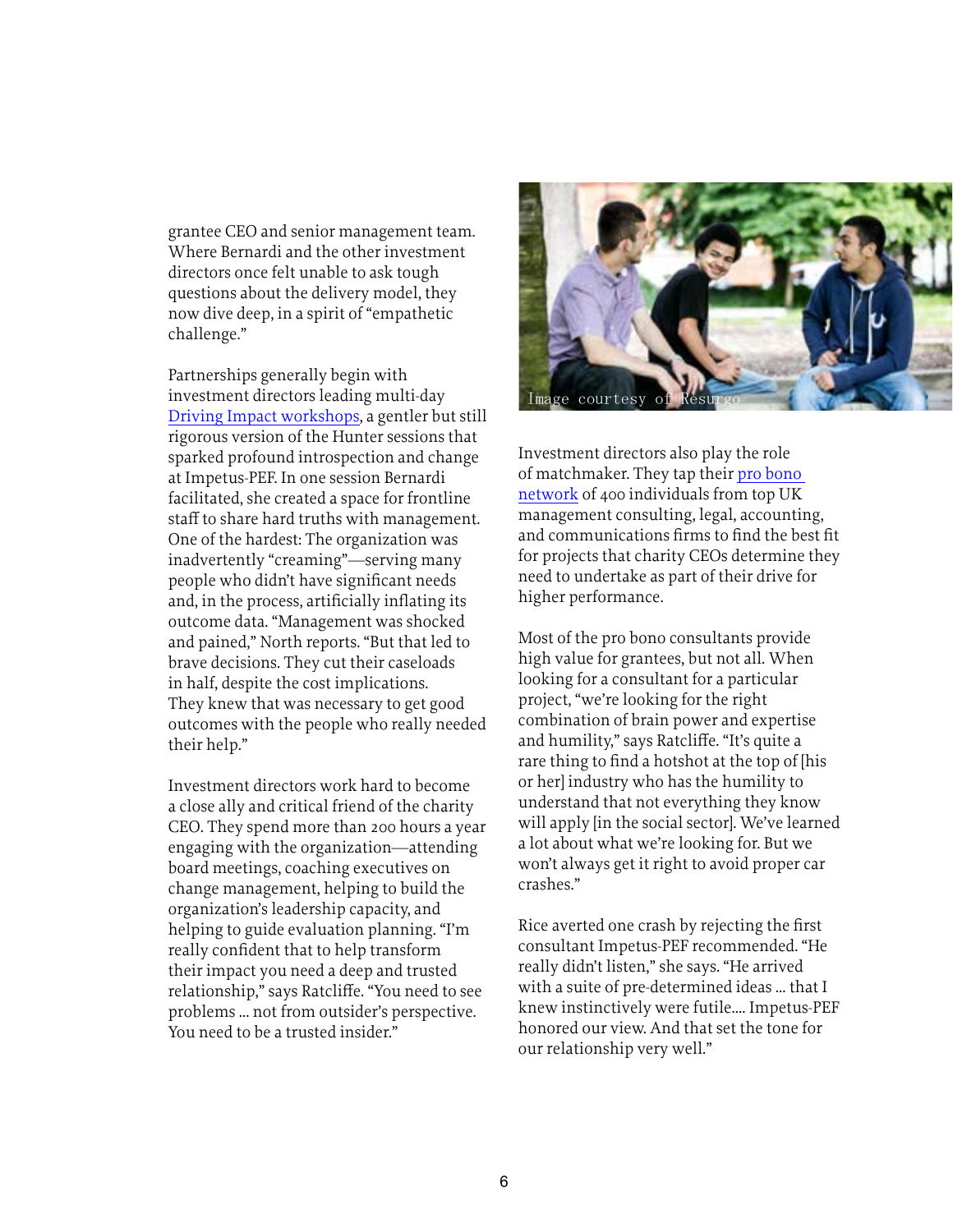grantee CEO and senior management team. Where Bernardi and the other investment directors once felt unable to ask tough questions about the delivery model, they now dive deep, in a spirit of "empathetic challenge."

Partnerships generally begin with investment directors leading multi-day Driving Impact workshops, a gentler but still rigorous version of the Hunter sessions that sparked profound introspection and change at Impetus-PEF. In one session Bernardi facilitated, she created a space for frontline staff to share hard truths with management. One of the hardest: The organization was inadvertently "creaming"—serving many people who didn't have significant needs and, in the process, artificially inflating its outcome data. "Management was shocked and pained," North reports. "But that led to brave decisions. They cut their caseloads in half, despite the cost implications. They knew that was necessary to get good outcomes with the people who really needed their help."

Investment directors work hard to become a close ally and critical friend of the charity CEO. They spend more than 200 hours a year engaging with the organization—attending board meetings, coaching executives on change management, helping to build the organization's leadership capacity, and helping to guide evaluation planning. "I'm really confident that to help transform their impact you need a deep and trusted relationship," says Ratcliffe. "You need to see problems ... not from outsider's perspective. You need to be a trusted insider."

Image courtesy of Resurgo

Investment directors also play the role of matchmaker. They tap their pro bono network of 400 individuals from top UK management consulting, legal, accounting, and communications firms to find the best fit for projects that charity CEOs determine they need to undertake as part of their drive for higher performance.

Most of the pro bono consultants provide high value for grantees, but not all. When looking for a consultant for a particular project, "we're looking for the right combination of brain power and expertise and humility," says Ratcliffe. "It's quite a rare thing to find a hotshot at the top of [his or her] industry who has the humility to understand that not everything they know will apply [in the social sector]. We've learned a lot about what we're looking for. But we won't always get it right to avoid proper car crashes."

Rice averted one crash by rejecting the first consultant Impetus-PEF recommended. "He really didn't listen," she says. "He arrived with a suite of pre-determined ideas ... that I knew instinctively were futile.... Impetus-PEF honored our view. And that set the tone for our relationship very well."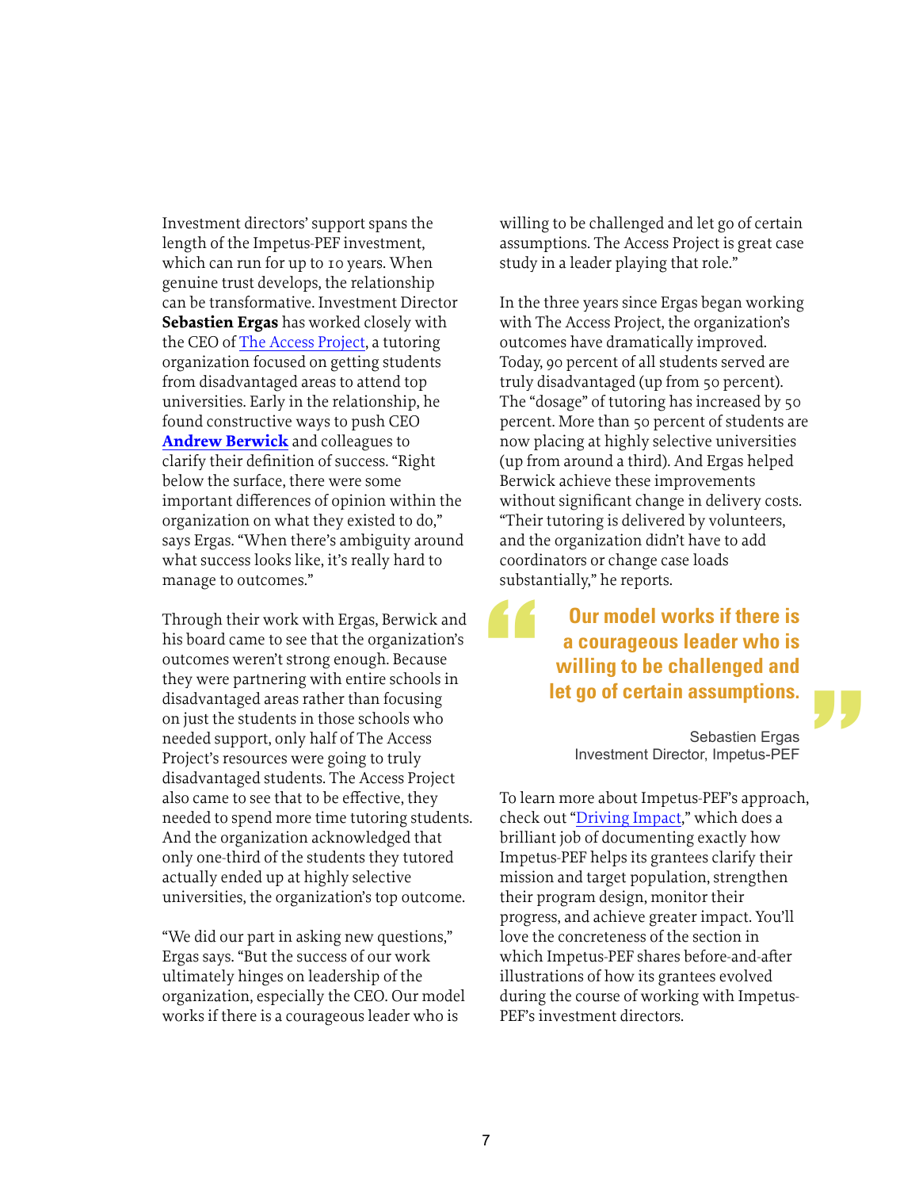Investment directors' support spans the length of the Impetus-PEF investment, which can run for up to 10 years. When genuine trust develops, the relationship can be transformative. Investment Director **Sebastien Ergas** has worked closely with the CEO of The Access Project, a tutoring organization focused on getting students from disadvantaged areas to attend top universities. Early in the relationship, he found constructive ways to push CEO **Andrew Berwick** and colleagues to clarify their definition of success. "Right below the surface, there were some important differences of opinion within the organization on what they existed to do," says Ergas. "When there's ambiguity around what success looks like, it's really hard to manage to outcomes."

Through their work with Ergas, Berwick and his board came to see that the organization's outcomes weren't strong enough. Because they were partnering with entire schools in disadvantaged areas rather than focusing on just the students in those schools who needed support, only half of The Access Project's resources were going to truly disadvantaged students. The Access Project also came to see that to be effective, they needed to spend more time tutoring students. And the organization acknowledged that only one-third of the students they tutored actually ended up at highly selective universities, the organization's top outcome.

"We did our part in asking new questions," Ergas says. "But the success of our work ultimately hinges on leadership of the organization, especially the CEO. Our model works if there is a courageous leader who is willing to be challenged and let go of certain assumptions. The Access Project is great case study in a leader playing that role."

In the three years since Ergas began working with The Access Project, the organization's outcomes have dramatically improved. Today, 90 percent of all students served are truly disadvantaged (up from 50 percent). The "dosage" of tutoring has increased by 50 percent. More than 50 percent of students are now placing at highly selective universities (up from around a third). And Ergas helped Berwick achieve these improvements without significant change in delivery costs. "Their tutoring is delivered by volunteers, and the organization didn't have to add coordinators or change case loads substantially," he reports.

> **Our model works if there is a courageous leader who is willing to be challenged and let go of certain assumptions.**
>
> Sebastien Ergas
> Investment Director, Impetus-PEF

To learn more about Impetus-PEF's approach, check out "Driving Impact," which does a brilliant job of documenting exactly how Impetus-PEF helps its grantees clarify their mission and target population, strengthen their program design, monitor their progress, and achieve greater impact. You'll love the concreteness of the section in which Impetus-PEF shares before-and-after illustrations of how its grantees evolved during the course of working with Impetus-PEF's investment directors.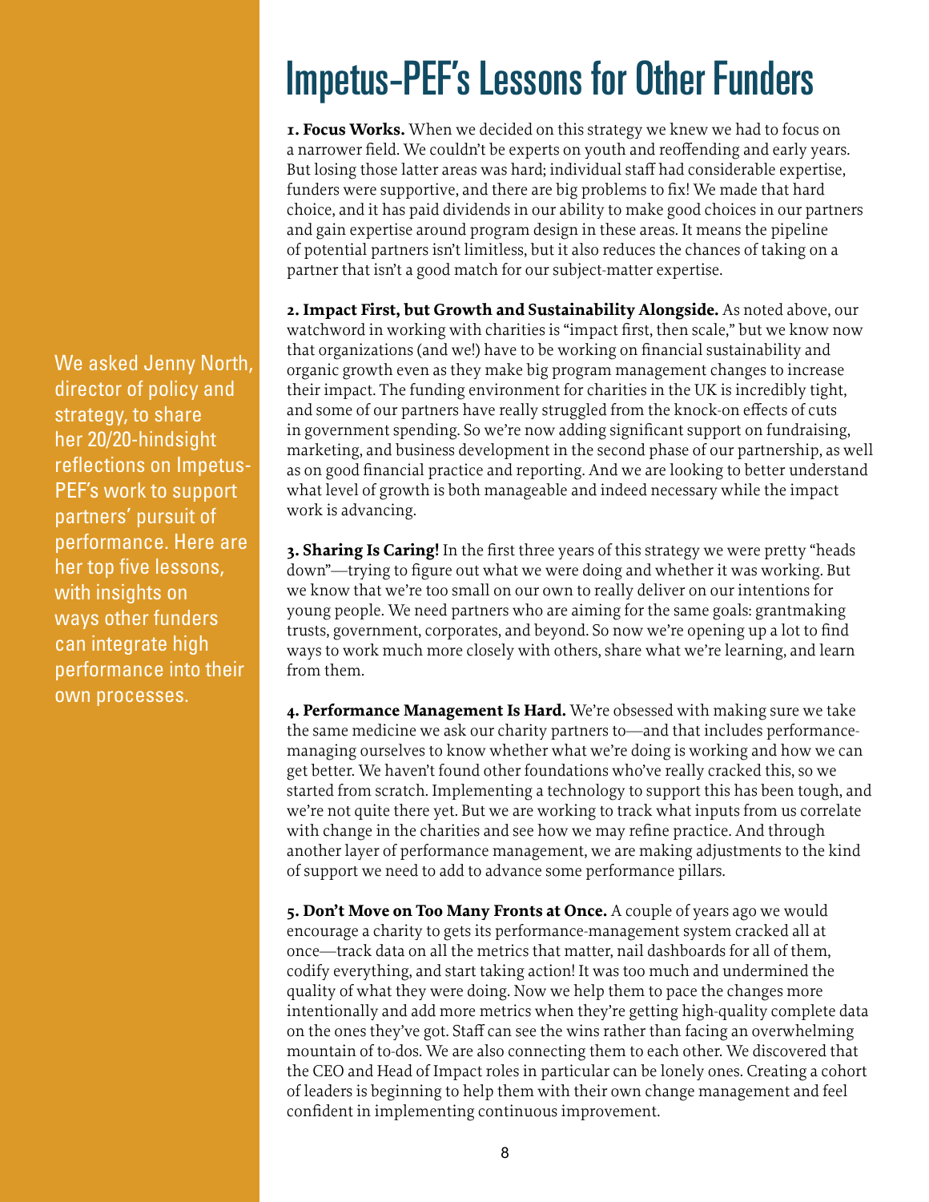# Impetus-PEF's Lessons for Other Funders

We asked Jenny North, director of policy and strategy, to share her 20/20-hindsight reflections on Impetus-PEF's work to support partners' pursuit of performance. Here are her top five lessons, with insights on ways other funders can integrate high performance into their own processes.

**1. Focus Works.** When we decided on this strategy we knew we had to focus on a narrower field. We couldn't be experts on youth and reoffending and early years. But losing those latter areas was hard; individual staff had considerable expertise, funders were supportive, and there are big problems to fix! We made that hard choice, and it has paid dividends in our ability to make good choices in our partners and gain expertise around program design in these areas. It means the pipeline of potential partners isn't limitless, but it also reduces the chances of taking on a partner that isn't a good match for our subject-matter expertise.

**2. Impact First, but Growth and Sustainability Alongside.** As noted above, our watchword in working with charities is "impact first, then scale," but we know now that organizations (and we!) have to be working on financial sustainability and organic growth even as they make big program management changes to increase their impact. The funding environment for charities in the UK is incredibly tight, and some of our partners have really struggled from the knock-on effects of cuts in government spending. So we're now adding significant support on fundraising, marketing, and business development in the second phase of our partnership, as well as on good financial practice and reporting. And we are looking to better understand what level of growth is both manageable and indeed necessary while the impact work is advancing.

**3. Sharing Is Caring!** In the first three years of this strategy we were pretty "heads down"—trying to figure out what we were doing and whether it was working. But we know that we're too small on our own to really deliver on our intentions for young people. We need partners who are aiming for the same goals: grantmaking trusts, government, corporates, and beyond. So now we're opening up a lot to find ways to work much more closely with others, share what we're learning, and learn from them.

**4. Performance Management Is Hard.** We're obsessed with making sure we take the same medicine we ask our charity partners to—and that includes performance-managing ourselves to know whether what we're doing is working and how we can get better. We haven't found other foundations who've really cracked this, so we started from scratch. Implementing a technology to support this has been tough, and we're not quite there yet. But we are working to track what inputs from us correlate with change in the charities and see how we may refine practice. And through another layer of performance management, we are making adjustments to the kind of support we need to add to advance some performance pillars.

**5. Don't Move on Too Many Fronts at Once.** A couple of years ago we would encourage a charity to gets its performance-management system cracked all at once—track data on all the metrics that matter, nail dashboards for all of them, codify everything, and start taking action! It was too much and undermined the quality of what they were doing. Now we help them to pace the changes more intentionally and add more metrics when they're getting high-quality complete data on the ones they've got. Staff can see the wins rather than facing an overwhelming mountain of to-dos. We are also connecting them to each other. We discovered that the CEO and Head of Impact roles in particular can be lonely ones. Creating a cohort of leaders is beginning to help them with their own change management and feel confident in implementing continuous improvement.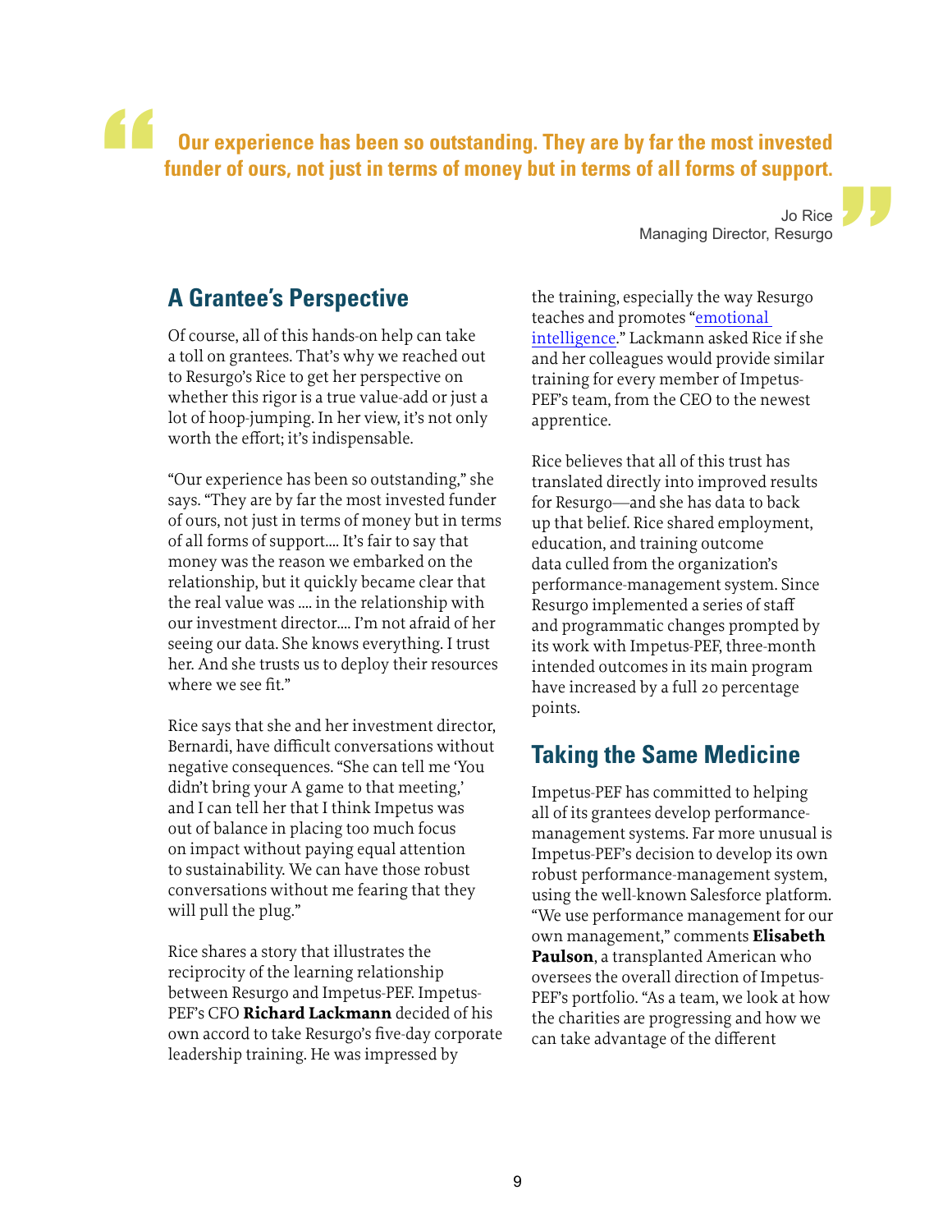> **Our experience has been so outstanding. They are by far the most invested funder of ours, not just in terms of money but in terms of all forms of support.**
>
> Jo Rice
> Managing Director, Resurgo

## A Grantee's Perspective

Of course, all of this hands-on help can take a toll on grantees. That's why we reached out to Resurgo's Rice to get her perspective on whether this rigor is a true value-add or just a lot of hoop-jumping. In her view, it's not only worth the effort; it's indispensable.

"Our experience has been so outstanding," she says. "They are by far the most invested funder of ours, not just in terms of money but in terms of all forms of support.... It's fair to say that money was the reason we embarked on the relationship, but it quickly became clear that the real value was .... in the relationship with our investment director.... I'm not afraid of her seeing our data. She knows everything. I trust her. And she trusts us to deploy their resources where we see fit."

Rice says that she and her investment director, Bernardi, have difficult conversations without negative consequences. "She can tell me 'You didn't bring your A game to that meeting,' and I can tell her that I think Impetus was out of balance in placing too much focus on impact without paying equal attention to sustainability. We can have those robust conversations without me fearing that they will pull the plug."

Rice shares a story that illustrates the reciprocity of the learning relationship between Resurgo and Impetus-PEF. Impetus-PEF's CFO **Richard Lackmann** decided of his own accord to take Resurgo's five-day corporate leadership training. He was impressed by the training, especially the way Resurgo teaches and promotes "emotional intelligence." Lackmann asked Rice if she and her colleagues would provide similar training for every member of Impetus-PEF's team, from the CEO to the newest apprentice.

Rice believes that all of this trust has translated directly into improved results for Resurgo—and she has data to back up that belief. Rice shared employment, education, and training outcome data culled from the organization's performance-management system. Since Resurgo implemented a series of staff and programmatic changes prompted by its work with Impetus-PEF, three-month intended outcomes in its main program have increased by a full 20 percentage points.

## Taking the Same Medicine

Impetus-PEF has committed to helping all of its grantees develop performance-management systems. Far more unusual is Impetus-PEF's decision to develop its own robust performance-management system, using the well-known Salesforce platform. "We use performance management for our own management," comments **Elisabeth Paulson**, a transplanted American who oversees the overall direction of Impetus-PEF's portfolio. "As a team, we look at how the charities are progressing and how we can take advantage of the different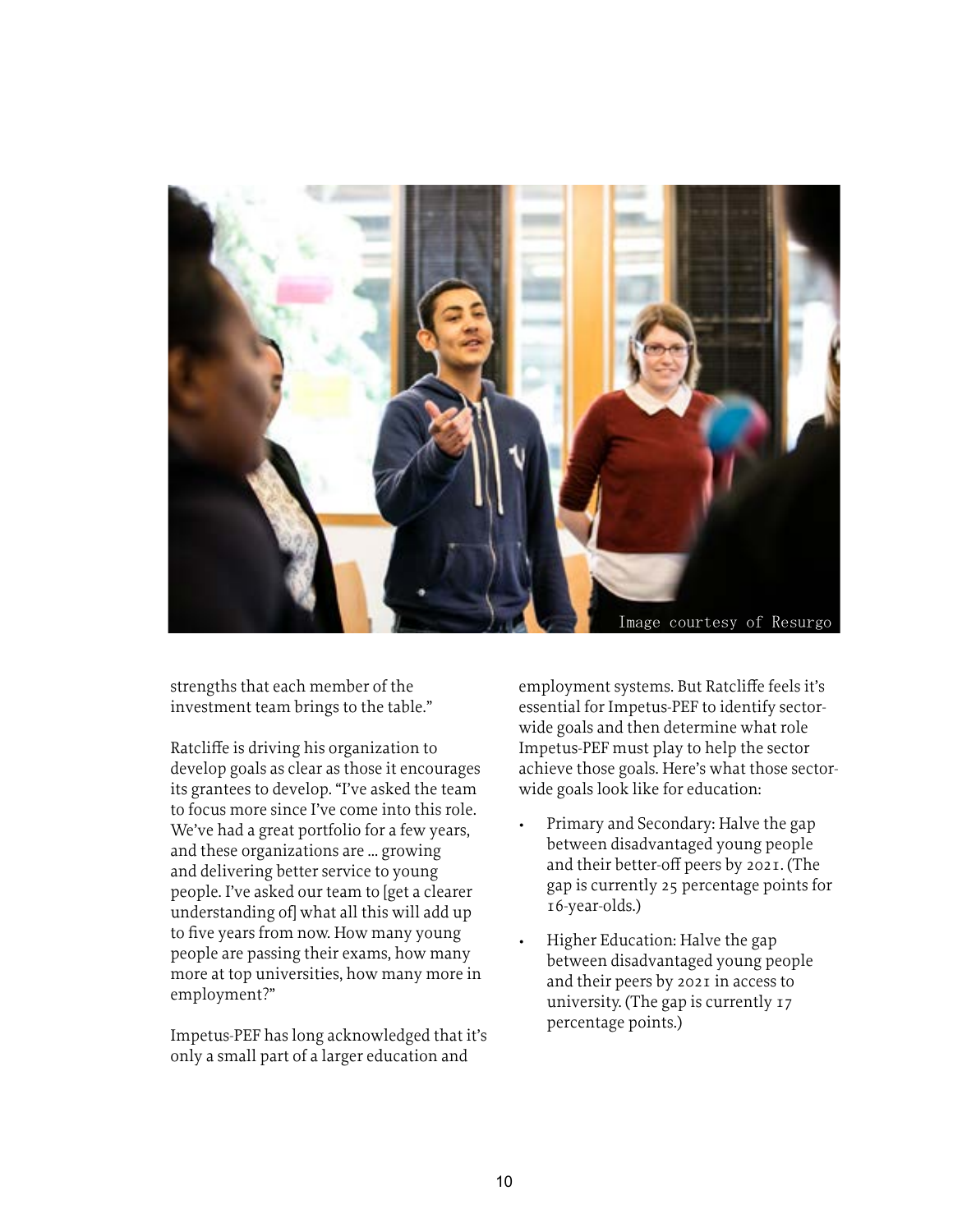Image courtesy of Resurgo

strengths that each member of the investment team brings to the table."

Ratcliffe is driving his organization to develop goals as clear as those it encourages its grantees to develop. "I've asked the team to focus more since I've come into this role. We've had a great portfolio for a few years, and these organizations are ... growing and delivering better service to young people. I've asked our team to [get a clearer understanding of] what all this will add up to five years from now. How many young people are passing their exams, how many more at top universities, how many more in employment?"

Impetus-PEF has long acknowledged that it's only a small part of a larger education and employment systems. But Ratcliffe feels it's essential for Impetus-PEF to identify sector-wide goals and then determine what role Impetus-PEF must play to help the sector achieve those goals. Here's what those sector-wide goals look like for education:

- Primary and Secondary: Halve the gap between disadvantaged young people and their better-off peers by 2021. (The gap is currently 25 percentage points for 16-year-olds.)
- Higher Education: Halve the gap between disadvantaged young people and their peers by 2021 in access to university. (The gap is currently 17 percentage points.)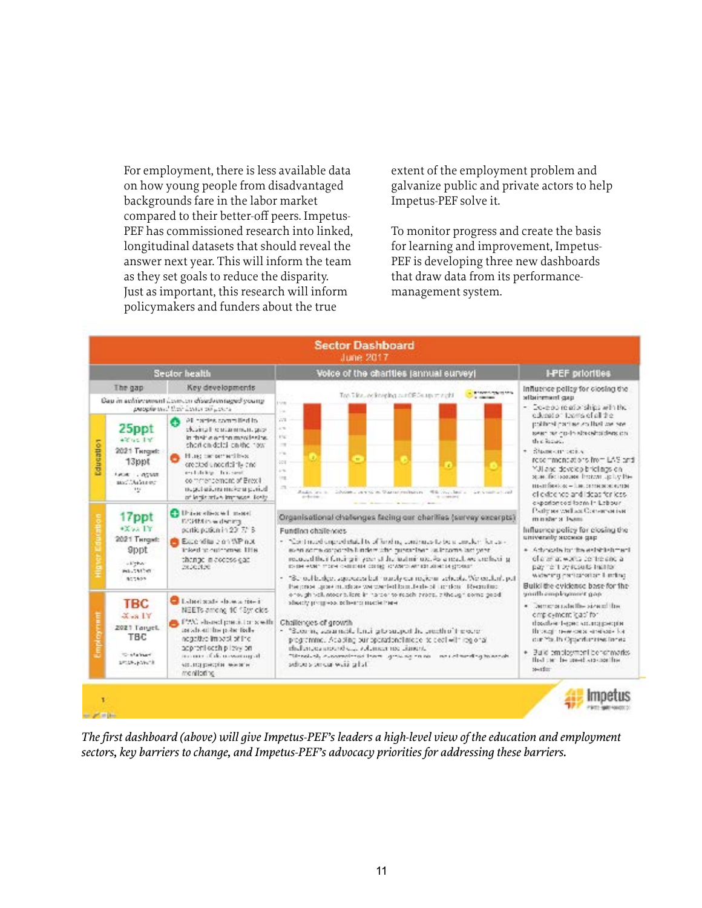For employment, there is less available data on how young people from disadvantaged backgrounds fare in the labor market compared to their better-off peers. Impetus-PEF has commissioned research into linked, longitudinal datasets that should reveal the answer next year. This will inform the team as they set goals to reduce the disparity. Just as important, this research will inform policymakers and funders about the true extent of the employment problem and galvanize public and private actors to help Impetus-PEF solve it.

To monitor progress and create the basis for learning and improvement, Impetus-PEF is developing three new dashboards that draw data from its performance-management system.

*The first dashboard (above) will give Impetus-PEF's leaders a high-level view of the education and employment sectors, key barriers to change, and Impetus-PEF's advocacy priorities for addressing these barriers.*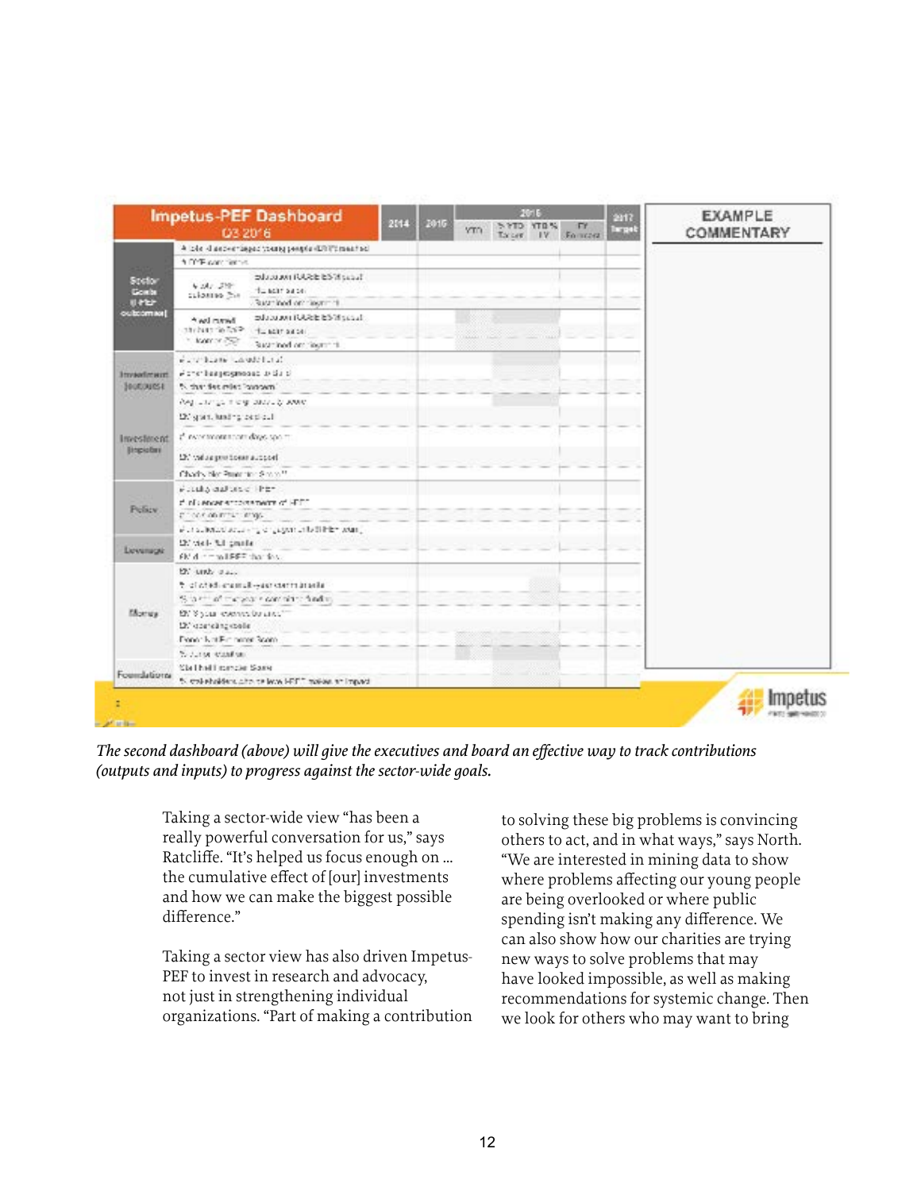*The second dashboard (above) will give the executives and board an effective way to track contributions (outputs and inputs) to progress against the sector-wide goals.*

Taking a sector-wide view "has been a really powerful conversation for us," says Ratcliffe. "It's helped us focus enough on ... the cumulative effect of [our] investments and how we can make the biggest possible difference."

Taking a sector view has also driven Impetus-PEF to invest in research and advocacy, not just in strengthening individual organizations. "Part of making a contribution to solving these big problems is convincing others to act, and in what ways," says North. "We are interested in mining data to show where problems affecting our young people are being overlooked or where public spending isn't making any difference. We can also show how our charities are trying new ways to solve problems that may have looked impossible, as well as making recommendations for systemic change. Then we look for others who may want to bring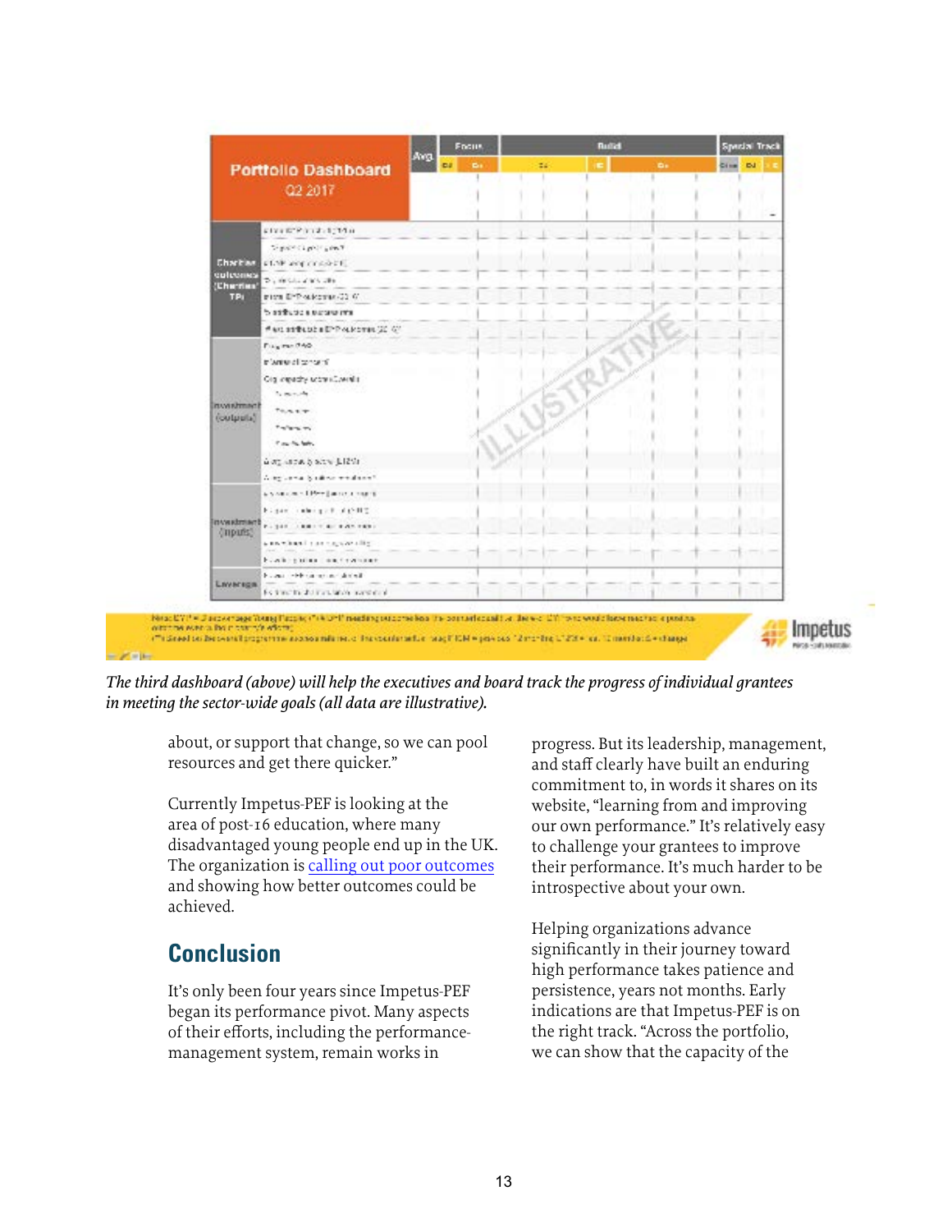*The third dashboard (above) will help the executives and board track the progress of individual grantees in meeting the sector-wide goals (all data are illustrative).*

about, or support that change, so we can pool resources and get there quicker."

Currently Impetus-PEF is looking at the area of post-16 education, where many disadvantaged young people end up in the UK. The organization is calling out poor outcomes and showing how better outcomes could be achieved.

## Conclusion

It's only been four years since Impetus-PEF began its performance pivot. Many aspects of their efforts, including the performance-management system, remain works in progress. But its leadership, management, and staff clearly have built an enduring commitment to, in words it shares on its website, "learning from and improving our own performance." It's relatively easy to challenge your grantees to improve their performance. It's much harder to be introspective about your own.

Helping organizations advance significantly in their journey toward high performance takes patience and persistence, years not months. Early indications are that Impetus-PEF is on the right track. "Across the portfolio, we can show that the capacity of the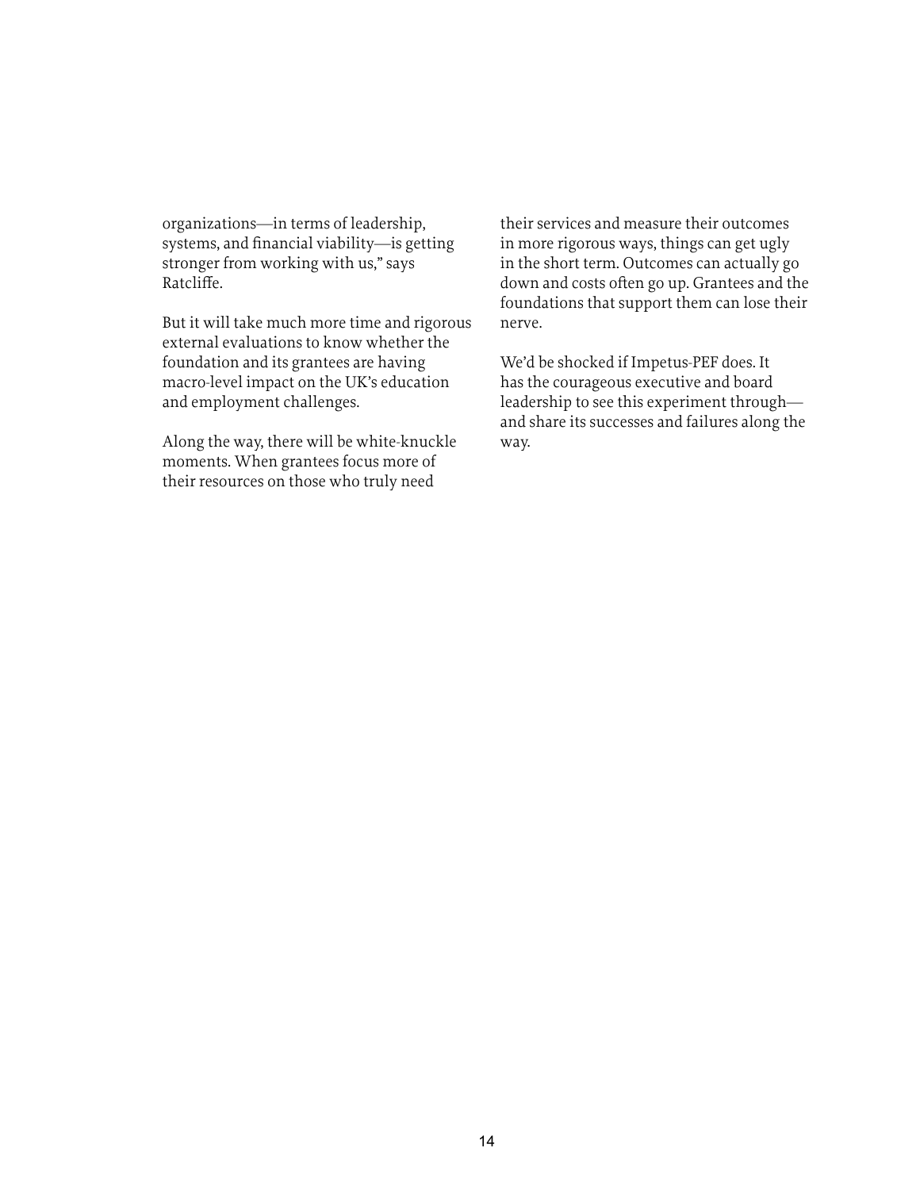organizations—in terms of leadership, systems, and financial viability—is getting stronger from working with us," says Ratcliffe.

But it will take much more time and rigorous external evaluations to know whether the foundation and its grantees are having macro-level impact on the UK's education and employment challenges.

Along the way, there will be white-knuckle moments. When grantees focus more of their resources on those who truly need their services and measure their outcomes in more rigorous ways, things can get ugly in the short term. Outcomes can actually go down and costs often go up. Grantees and the foundations that support them can lose their nerve.

We'd be shocked if Impetus-PEF does. It has the courageous executive and board leadership to see this experiment through—and share its successes and failures along the way.